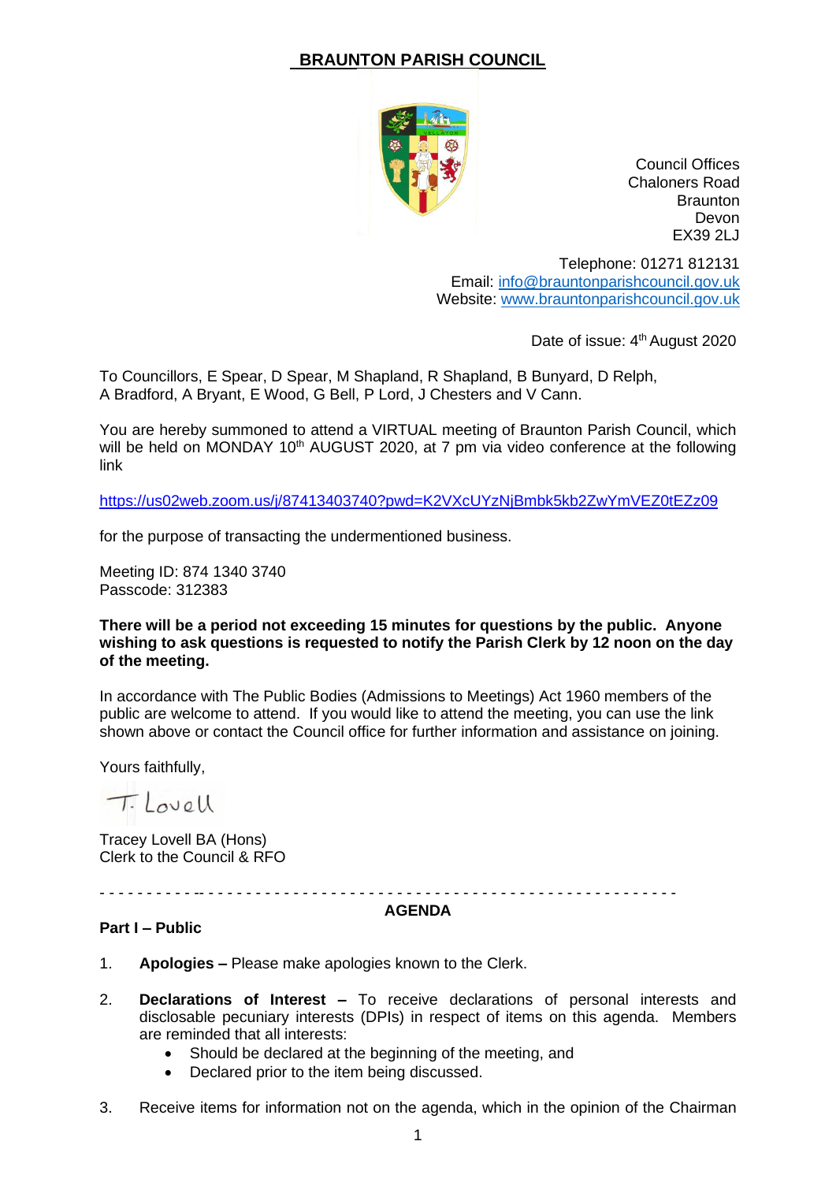# BRAUNTON PARISH COUNCIL

Council Offices
Chaloners Road
Braunton
Devon
EX39 2LJ

Telephone: 01271 812131
Email: info@brauntonparishcouncil.gov.uk
Website: www.brauntonparishcouncil.gov.uk

Date of issue: 4th August 2020

To Councillors, E Spear, D Spear, M Shapland, R Shapland, B Bunyard, D Relph, A Bradford, A Bryant, E Wood, G Bell, P Lord, J Chesters and V Cann.

You are hereby summoned to attend a VIRTUAL meeting of Braunton Parish Council, which will be held on MONDAY 10th AUGUST 2020, at 7 pm via video conference at the following link

https://us02web.zoom.us/j/87413403740?pwd=K2VXcUYzNjBmbk5kb2ZwYmVEZ0tEZz09

for the purpose of transacting the undermentioned business.

Meeting ID: 874 1340 3740
Passcode: 312383

**There will be a period not exceeding 15 minutes for questions by the public. Anyone wishing to ask questions is requested to notify the Parish Clerk by 12 noon on the day of the meeting.**

In accordance with The Public Bodies (Admissions to Meetings) Act 1960 members of the public are welcome to attend. If you would like to attend the meeting, you can use the link shown above or contact the Council office for further information and assistance on joining.

Yours faithfully,

T. Lovell

Tracey Lovell BA (Hons)
Clerk to the Council & RFO

---

## AGENDA

**Part I – Public**

1. **Apologies –** Please make apologies known to the Clerk.

2. **Declarations of Interest –** To receive declarations of personal interests and disclosable pecuniary interests (DPIs) in respect of items on this agenda. Members are reminded that all interests:
   - Should be declared at the beginning of the meeting, and
   - Declared prior to the item being discussed.

3. Receive items for information not on the agenda, which in the opinion of the Chairman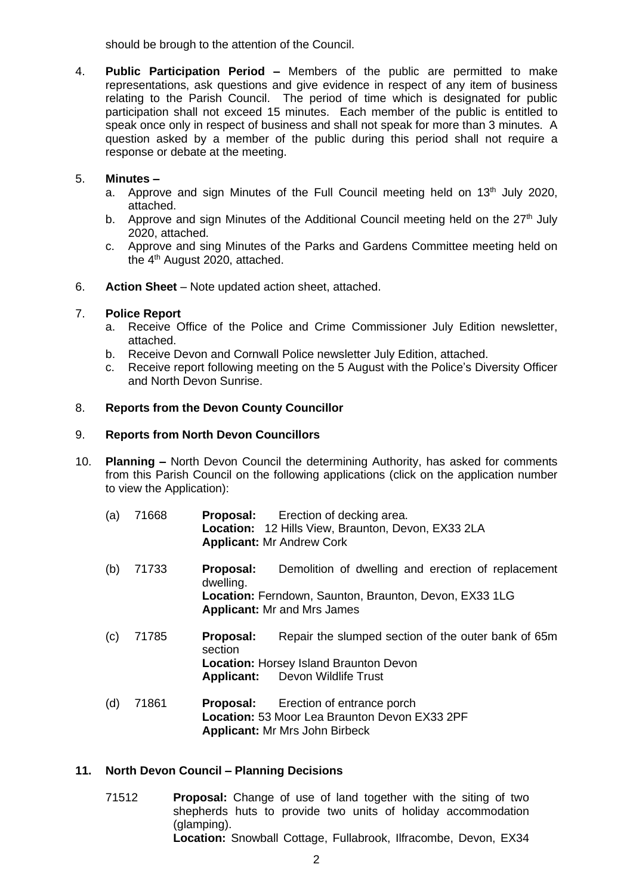should be brough to the attention of the Council.

4. **Public Participation Period –** Members of the public are permitted to make representations, ask questions and give evidence in respect of any item of business relating to the Parish Council. The period of time which is designated for public participation shall not exceed 15 minutes. Each member of the public is entitled to speak once only in respect of business and shall not speak for more than 3 minutes. A question asked by a member of the public during this period shall not require a response or debate at the meeting.

5. **Minutes –**
   a. Approve and sign Minutes of the Full Council meeting held on 13th July 2020, attached.
   b. Approve and sign Minutes of the Additional Council meeting held on the 27th July 2020, attached.
   c. Approve and sing Minutes of the Parks and Gardens Committee meeting held on the 4th August 2020, attached.

6. **Action Sheet** – Note updated action sheet, attached.

7. **Police Report**
   a. Receive Office of the Police and Crime Commissioner July Edition newsletter, attached.
   b. Receive Devon and Cornwall Police newsletter July Edition, attached.
   c. Receive report following meeting on the 5 August with the Police's Diversity Officer and North Devon Sunrise.

8. **Reports from the Devon County Councillor**

9. **Reports from North Devon Councillors**

10. **Planning –** North Devon Council the determining Authority, has asked for comments from this Parish Council on the following applications (click on the application number to view the Application):

    (a) 71668 **Proposal:** Erection of decking area.
    **Location:** 12 Hills View, Braunton, Devon, EX33 2LA
    **Applicant:** Mr Andrew Cork

    (b) 71733 **Proposal:** Demolition of dwelling and erection of replacement dwelling.
    **Location:** Ferndown, Saunton, Braunton, Devon, EX33 1LG
    **Applicant:** Mr and Mrs James

    (c) 71785 **Proposal:** Repair the slumped section of the outer bank of 65m section
    **Location:** Horsey Island Braunton Devon
    **Applicant:** Devon Wildlife Trust

    (d) 71861 **Proposal:** Erection of entrance porch
    **Location:** 53 Moor Lea Braunton Devon EX33 2PF
    **Applicant:** Mr Mrs John Birbeck

**11. North Devon Council – Planning Decisions**

71512 **Proposal:** Change of use of land together with the siting of two shepherds huts to provide two units of holiday accommodation (glamping).
**Location:** Snowball Cottage, Fullabrook, Ilfracombe, Devon, EX34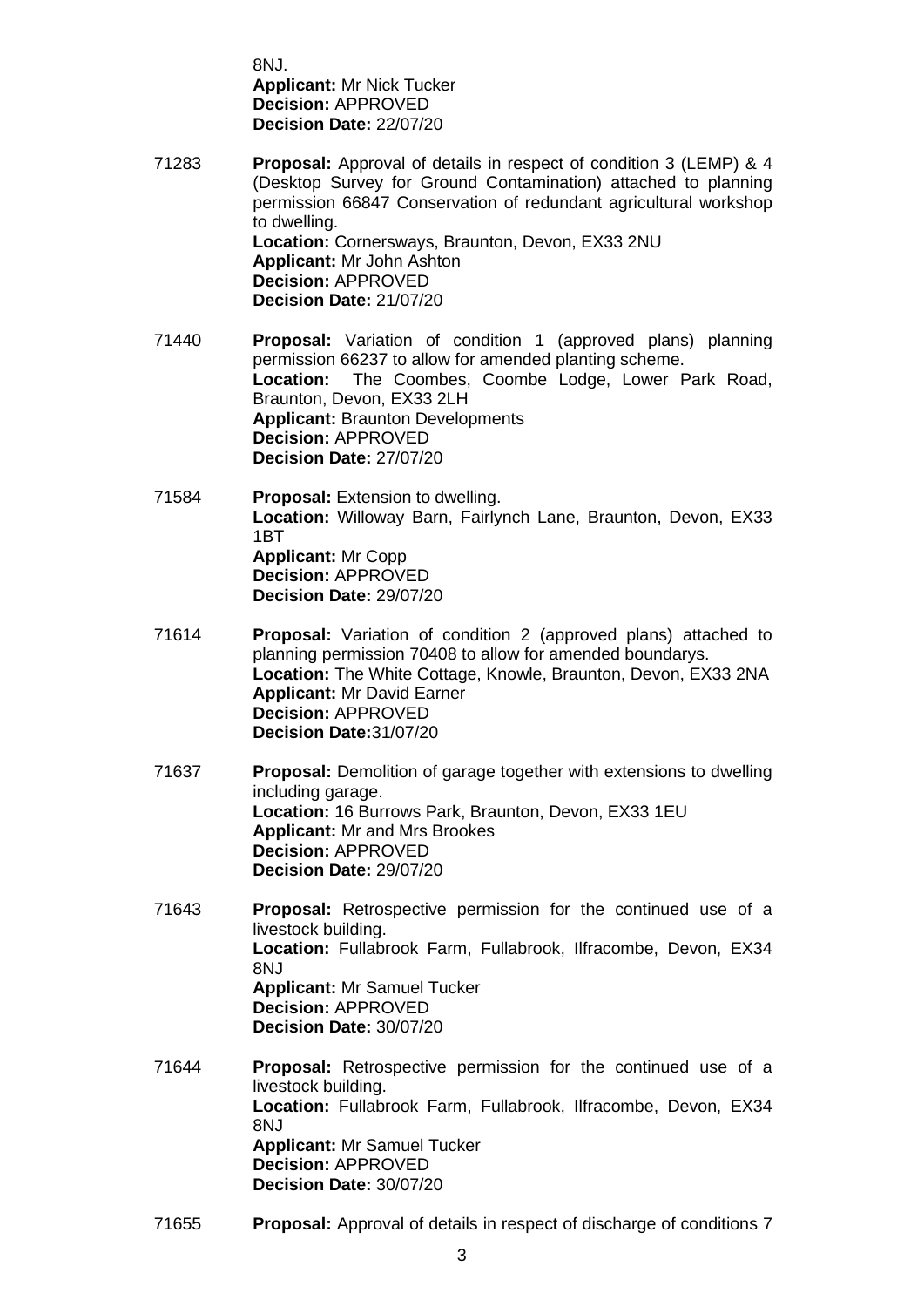8NJ.
**Applicant:** Mr Nick Tucker
**Decision:** APPROVED
**Decision Date:** 22/07/20

71283 **Proposal:** Approval of details in respect of condition 3 (LEMP) & 4 (Desktop Survey for Ground Contamination) attached to planning permission 66847 Conservation of redundant agricultural workshop to dwelling.
**Location:** Cornersways, Braunton, Devon, EX33 2NU
**Applicant:** Mr John Ashton
**Decision:** APPROVED
**Decision Date:** 21/07/20

71440 **Proposal:** Variation of condition 1 (approved plans) planning permission 66237 to allow for amended planting scheme.
**Location:** The Coombes, Coombe Lodge, Lower Park Road, Braunton, Devon, EX33 2LH
**Applicant:** Braunton Developments
**Decision:** APPROVED
**Decision Date:** 27/07/20

71584 **Proposal:** Extension to dwelling.
**Location:** Willoway Barn, Fairlynch Lane, Braunton, Devon, EX33 1BT
**Applicant:** Mr Copp
**Decision:** APPROVED
**Decision Date:** 29/07/20

71614 **Proposal:** Variation of condition 2 (approved plans) attached to planning permission 70408 to allow for amended boundarys.
**Location:** The White Cottage, Knowle, Braunton, Devon, EX33 2NA
**Applicant:** Mr David Earner
**Decision:** APPROVED
**Decision Date:**31/07/20

71637 **Proposal:** Demolition of garage together with extensions to dwelling including garage.
**Location:** 16 Burrows Park, Braunton, Devon, EX33 1EU
**Applicant:** Mr and Mrs Brookes
**Decision:** APPROVED
**Decision Date:** 29/07/20

71643 **Proposal:** Retrospective permission for the continued use of a livestock building.
**Location:** Fullabrook Farm, Fullabrook, Ilfracombe, Devon, EX34 8NJ
**Applicant:** Mr Samuel Tucker
**Decision:** APPROVED
**Decision Date:** 30/07/20

71644 **Proposal:** Retrospective permission for the continued use of a livestock building.
**Location:** Fullabrook Farm, Fullabrook, Ilfracombe, Devon, EX34 8NJ
**Applicant:** Mr Samuel Tucker
**Decision:** APPROVED
**Decision Date:** 30/07/20

71655 **Proposal:** Approval of details in respect of discharge of conditions 7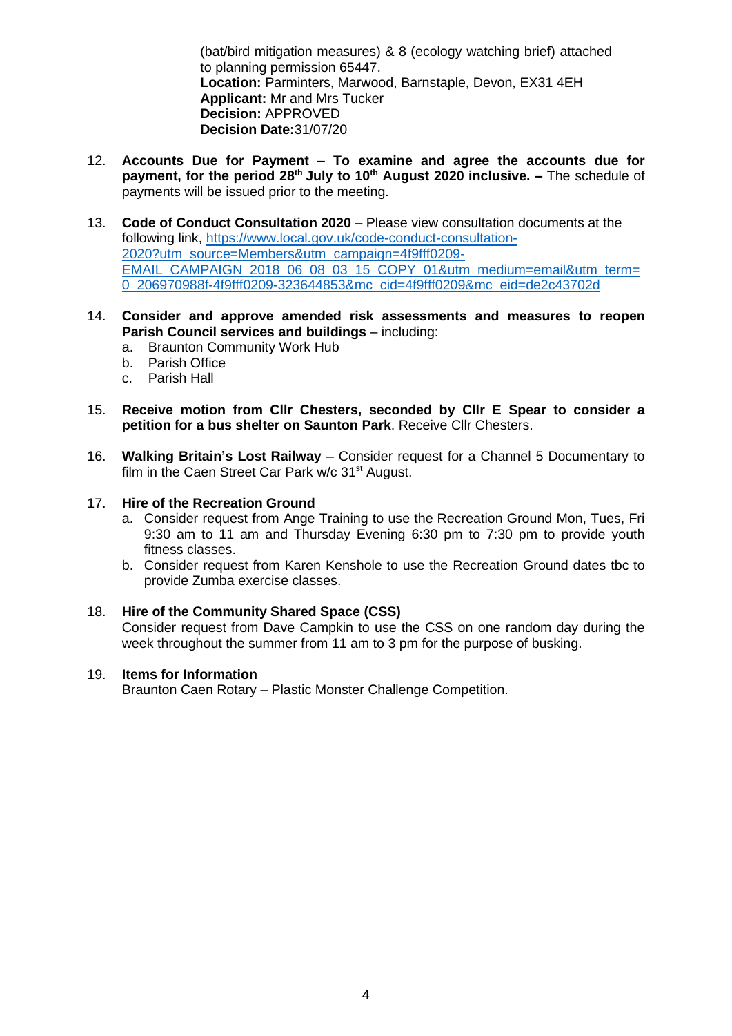(bat/bird mitigation measures) & 8 (ecology watching brief) attached to planning permission 65447.
**Location:** Parminters, Marwood, Barnstaple, Devon, EX31 4EH
**Applicant:** Mr and Mrs Tucker
**Decision:** APPROVED
**Decision Date:**31/07/20

12. **Accounts Due for Payment – To examine and agree the accounts due for payment, for the period 28th July to 10th August 2020 inclusive. –** The schedule of payments will be issued prior to the meeting.

13. **Code of Conduct Consultation 2020** – Please view consultation documents at the following link, https://www.local.gov.uk/code-conduct-consultation-2020?utm_source=Members&utm_campaign=4f9fff0209-EMAIL_CAMPAIGN_2018_06_08_03_15_COPY_01&utm_medium=email&utm_term=0_206970988f-4f9fff0209-323644853&mc_cid=4f9fff0209&mc_eid=de2c43702d

14. **Consider and approve amended risk assessments and measures to reopen Parish Council services and buildings** – including:
    a. Braunton Community Work Hub
    b. Parish Office
    c. Parish Hall

15. **Receive motion from Cllr Chesters, seconded by Cllr E Spear to consider a petition for a bus shelter on Saunton Park**. Receive Cllr Chesters.

16. **Walking Britain's Lost Railway** – Consider request for a Channel 5 Documentary to film in the Caen Street Car Park w/c 31st August.

17. **Hire of the Recreation Ground**
    a. Consider request from Ange Training to use the Recreation Ground Mon, Tues, Fri 9:30 am to 11 am and Thursday Evening 6:30 pm to 7:30 pm to provide youth fitness classes.
    b. Consider request from Karen Kenshole to use the Recreation Ground dates tbc to provide Zumba exercise classes.

18. **Hire of the Community Shared Space (CSS)**
    Consider request from Dave Campkin to use the CSS on one random day during the week throughout the summer from 11 am to 3 pm for the purpose of busking.

19. **Items for Information**
    Braunton Caen Rotary – Plastic Monster Challenge Competition.